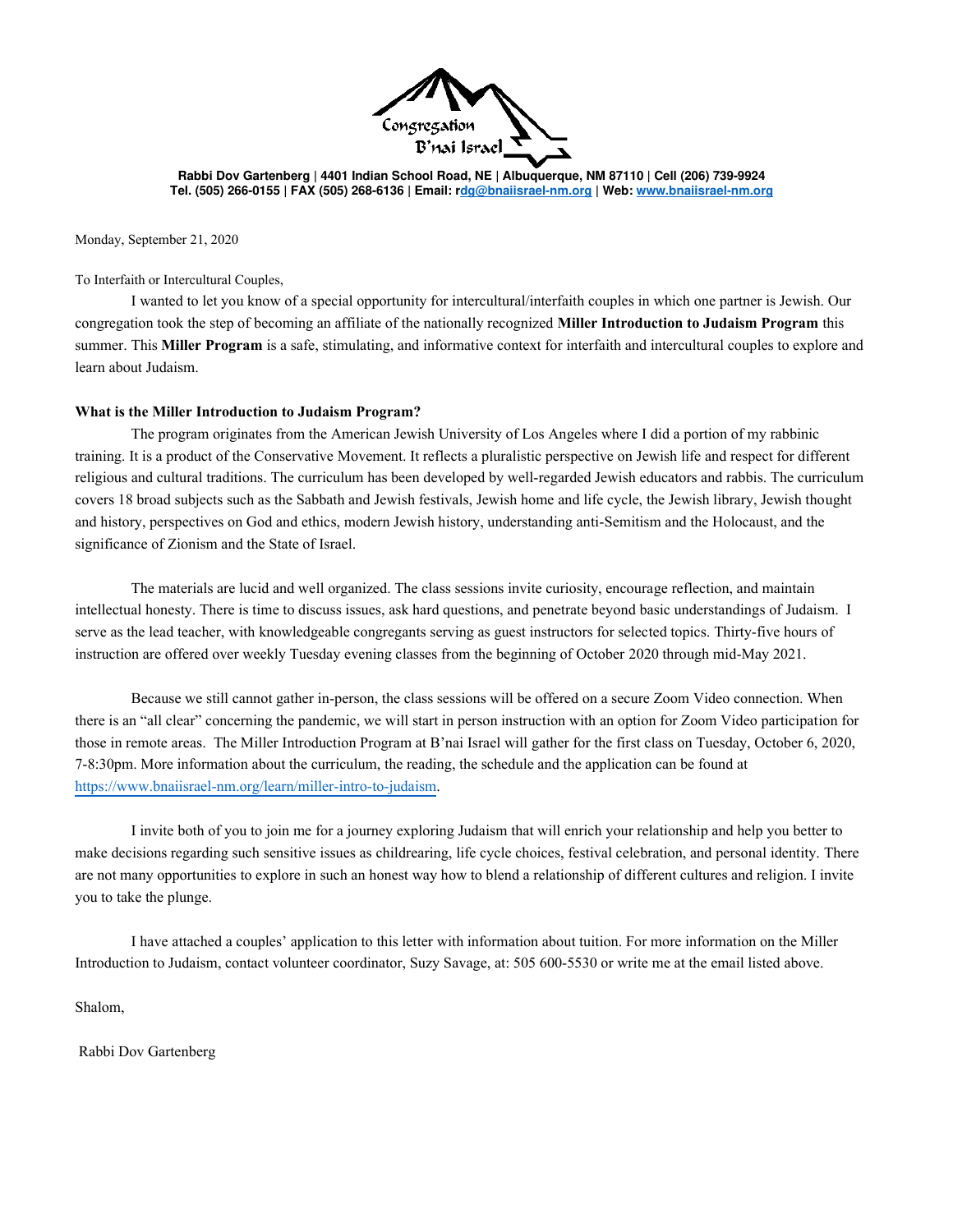Congregation B'nai Israel

**Rabbi Dov Gartenberg | 4401 Indian School Road, NE | Albuquerque, NM 87110 | Cell (206) 739-9924**
**Tel. (505) 266-0155 | FAX (505) 268-6136 | Email: rdg@bnaiisrael-nm.org | Web: www.bnaiisrael-nm.org**

Monday, September 21, 2020

To Interfaith or Intercultural Couples,

I wanted to let you know of a special opportunity for intercultural/interfaith couples in which one partner is Jewish. Our congregation took the step of becoming an affiliate of the nationally recognized **Miller Introduction to Judaism Program** this summer. This **Miller Program** is a safe, stimulating, and informative context for interfaith and intercultural couples to explore and learn about Judaism.

**What is the Miller Introduction to Judaism Program?**

The program originates from the American Jewish University of Los Angeles where I did a portion of my rabbinic training. It is a product of the Conservative Movement. It reflects a pluralistic perspective on Jewish life and respect for different religious and cultural traditions. The curriculum has been developed by well-regarded Jewish educators and rabbis. The curriculum covers 18 broad subjects such as the Sabbath and Jewish festivals, Jewish home and life cycle, the Jewish library, Jewish thought and history, perspectives on God and ethics, modern Jewish history, understanding anti-Semitism and the Holocaust, and the significance of Zionism and the State of Israel.

The materials are lucid and well organized. The class sessions invite curiosity, encourage reflection, and maintain intellectual honesty. There is time to discuss issues, ask hard questions, and penetrate beyond basic understandings of Judaism. I serve as the lead teacher, with knowledgeable congregants serving as guest instructors for selected topics. Thirty-five hours of instruction are offered over weekly Tuesday evening classes from the beginning of October 2020 through mid-May 2021.

Because we still cannot gather in-person, the class sessions will be offered on a secure Zoom Video connection. When there is an "all clear" concerning the pandemic, we will start in person instruction with an option for Zoom Video participation for those in remote areas. The Miller Introduction Program at B'nai Israel will gather for the first class on Tuesday, October 6, 2020, 7-8:30pm. More information about the curriculum, the reading, the schedule and the application can be found at https://www.bnaiisrael-nm.org/learn/miller-intro-to-judaism.

I invite both of you to join me for a journey exploring Judaism that will enrich your relationship and help you better to make decisions regarding such sensitive issues as childrearing, life cycle choices, festival celebration, and personal identity. There are not many opportunities to explore in such an honest way how to blend a relationship of different cultures and religion. I invite you to take the plunge.

I have attached a couples' application to this letter with information about tuition. For more information on the Miller Introduction to Judaism, contact volunteer coordinator, Suzy Savage, at: 505 600-5530 or write me at the email listed above.

Shalom,

Rabbi Dov Gartenberg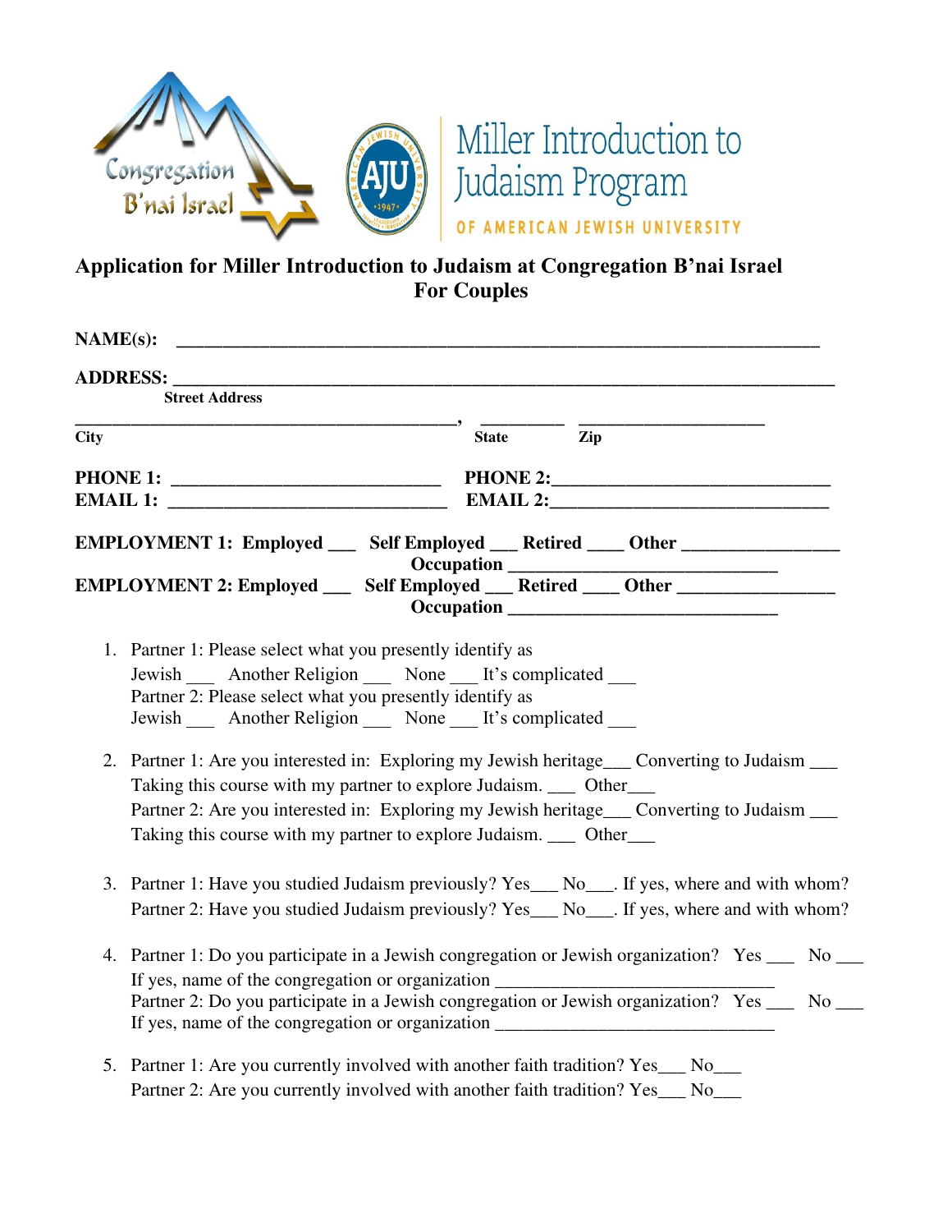Miller Introduction to Judaism Program

OF AMERICAN JEWISH UNIVERSITY

## Application for Miller Introduction to Judaism at Congregation B'nai Israel For Couples

**NAME(s):** ___________________________________________________________________

**ADDRESS:** ___________________________________________________________________
**Street Address**

____________________________________________, _________ ____________________
**City** **State** **Zip**

**PHONE 1:** _____________________________ **PHONE 2:**_____________________________
**EMAIL 1:** _____________________________ **EMAIL 2:**_____________________________

**EMPLOYMENT 1: Employed ___ Self Employed ___ Retired ____ Other ________________**
**Occupation ____________________________**
**EMPLOYMENT 2: Employed ___ Self Employed ___ Retired ____ Other ________________**
**Occupation ____________________________**

1. Partner 1: Please select what you presently identify as
   Jewish ___ Another Religion ___ None ___ It's complicated ___
   Partner 2: Please select what you presently identify as
   Jewish ___ Another Religion ___ None ___ It's complicated ___

2. Partner 1: Are you interested in: Exploring my Jewish heritage___ Converting to Judaism ___
   Taking this course with my partner to explore Judaism. ___ Other___
   Partner 2: Are you interested in: Exploring my Jewish heritage___ Converting to Judaism ___
   Taking this course with my partner to explore Judaism. ___ Other___

3. Partner 1: Have you studied Judaism previously? Yes___ No___. If yes, where and with whom?
   Partner 2: Have you studied Judaism previously? Yes___ No___. If yes, where and with whom?

4. Partner 1: Do you participate in a Jewish congregation or Jewish organization? Yes ___ No ___
   If yes, name of the congregation or organization ______________________________
   Partner 2: Do you participate in a Jewish congregation or Jewish organization? Yes ___ No ___
   If yes, name of the congregation or organization ______________________________

5. Partner 1: Are you currently involved with another faith tradition? Yes___ No___
   Partner 2: Are you currently involved with another faith tradition? Yes___ No___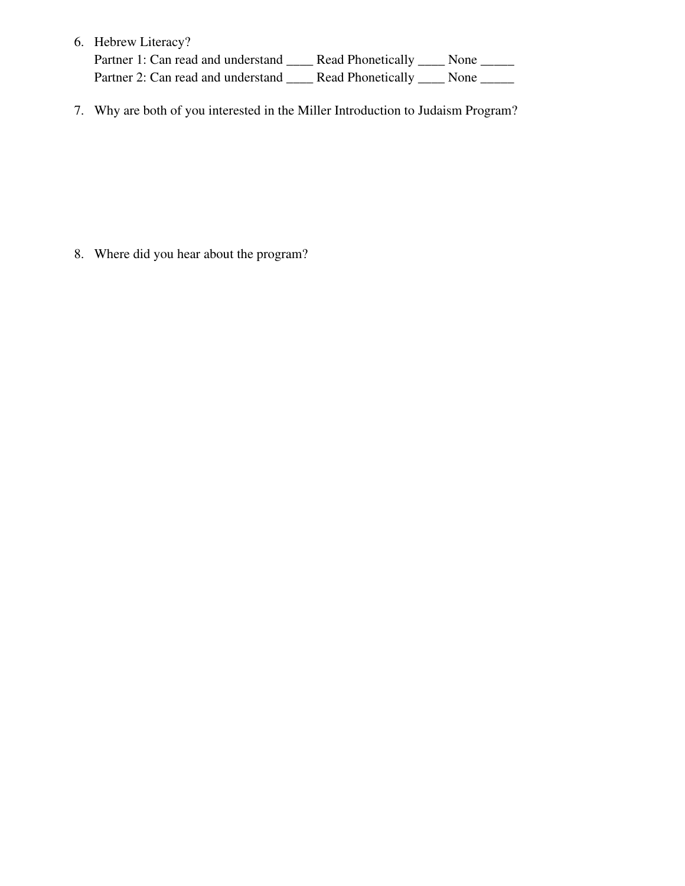6. Hebrew Literacy?
   Partner 1: Can read and understand ____ Read Phonetically ____ None _____
   Partner 2: Can read and understand ____ Read Phonetically ____ None _____

7. Why are both of you interested in the Miller Introduction to Judaism Program?

8. Where did you hear about the program?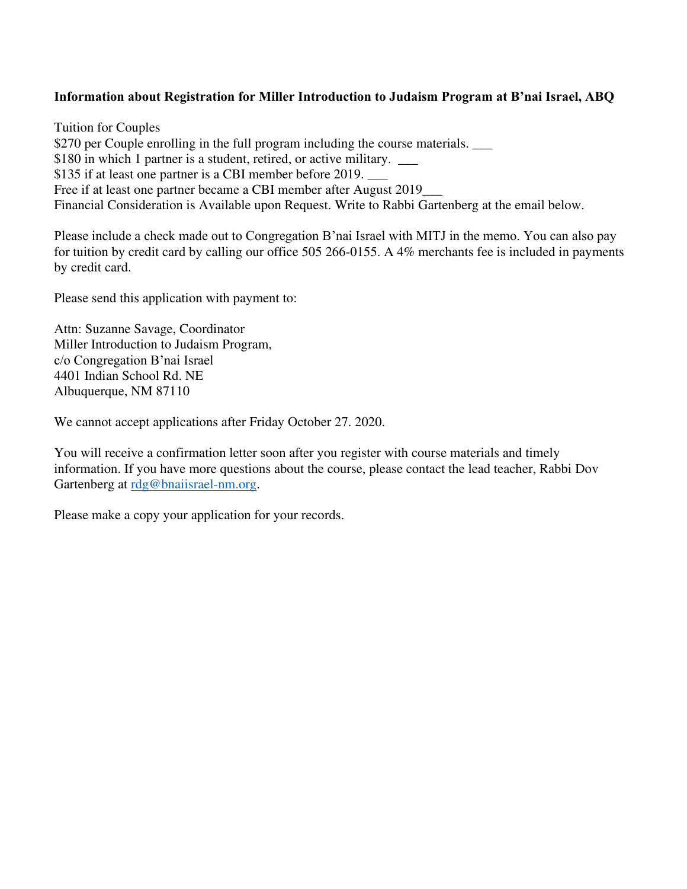**Information about Registration for Miller Introduction to Judaism Program at B'nai Israel, ABQ**

Tuition for Couples
$270 per Couple enrolling in the full program including the course materials. ___
$180 in which 1 partner is a student, retired, or active military. ___
$135 if at least one partner is a CBI member before 2019. ___
Free if at least one partner became a CBI member after August 2019___
Financial Consideration is Available upon Request. Write to Rabbi Gartenberg at the email below.

Please include a check made out to Congregation B'nai Israel with MITJ in the memo. You can also pay for tuition by credit card by calling our office 505 266-0155. A 4% merchants fee is included in payments by credit card.

Please send this application with payment to:

Attn: Suzanne Savage, Coordinator
Miller Introduction to Judaism Program,
c/o Congregation B'nai Israel
4401 Indian School Rd. NE
Albuquerque, NM 87110

We cannot accept applications after Friday October 27. 2020.

You will receive a confirmation letter soon after you register with course materials and timely information. If you have more questions about the course, please contact the lead teacher, Rabbi Dov Gartenberg at rdg@bnaiisrael-nm.org.

Please make a copy your application for your records.